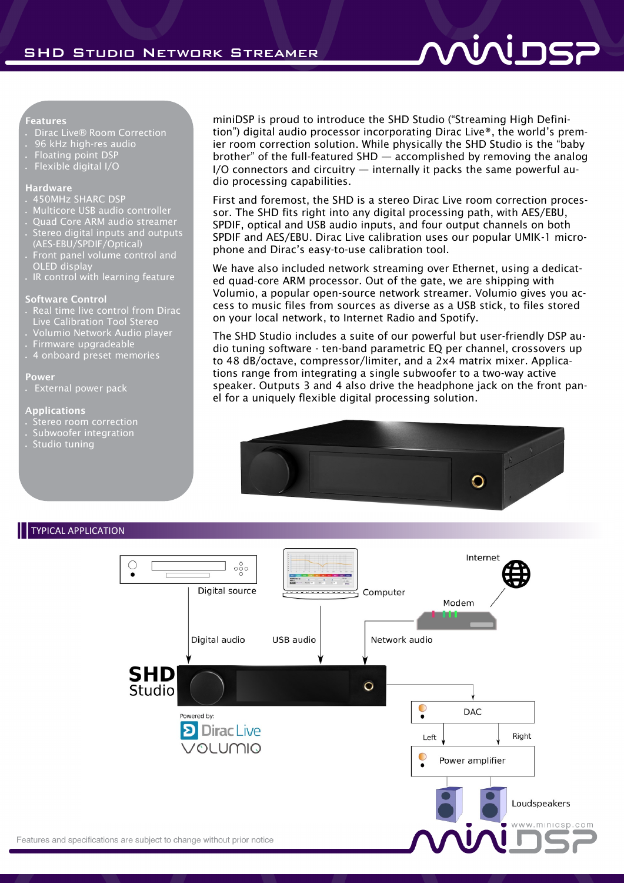# SHD Studio Network Streamer

## Features
- Dirac Live® Room Correction
- 96 kHz high-res audio
- Floating point DSP
- Flexible digital I/O

## Hardware
- 450MHz SHARC DSP
- Multicore USB audio controller
- Quad Core ARM audio streamer
- Stereo digital inputs and outputs (AES-EBU/SPDIF/Optical)
- Front panel volume control and OLED display
- IR control with learning feature

## Software Control
- Real time live control from Dirac Live Calibration Tool Stereo
- Volumio Network Audio player
- Firmware upgradeable
- 4 onboard preset memories

## Power
- External power pack

## Applications
- Stereo room correction
- Subwoofer integration
- Studio tuning

miniDSP is proud to introduce the SHD Studio ("Streaming High Definition") digital audio processor incorporating Dirac Live®, the world's premier room correction solution. While physically the SHD Studio is the "baby brother" of the full-featured SHD — accomplished by removing the analog I/O connectors and circuitry — internally it packs the same powerful audio processing capabilities.

First and foremost, the SHD is a stereo Dirac Live room correction processor. The SHD fits right into any digital processing path, with AES/EBU, SPDIF, optical and USB audio inputs, and four output channels on both SPDIF and AES/EBU. Dirac Live calibration uses our popular UMIK-1 microphone and Dirac's easy-to-use calibration tool.

We have also included network streaming over Ethernet, using a dedicated quad-core ARM processor. Out of the gate, we are shipping with Volumio, a popular open-source network streamer. Volumio gives you access to music files from sources as diverse as a USB stick, to files stored on your local network, to Internet Radio and Spotify.

The SHD Studio includes a suite of our powerful but user-friendly DSP audio tuning software - ten-band parametric EQ per channel, crossovers up to 48 dB/octave, compressor/limiter, and a 2x4 matrix mixer. Applications range from integrating a single subwoofer to a two-way active speaker. Outputs 3 and 4 also drive the headphone jack on the front panel for a uniquely flexible digital processing solution.

## TYPICAL APPLICATION

Digital source — Computer — Internet — Modem

Digital audio — USB audio — Network audio

SHD Studio

Powered by: Dirac Live, Volumio

DAC — Left / Right — Power amplifier — Loudspeakers

Features and specifications are subject to change without prior notice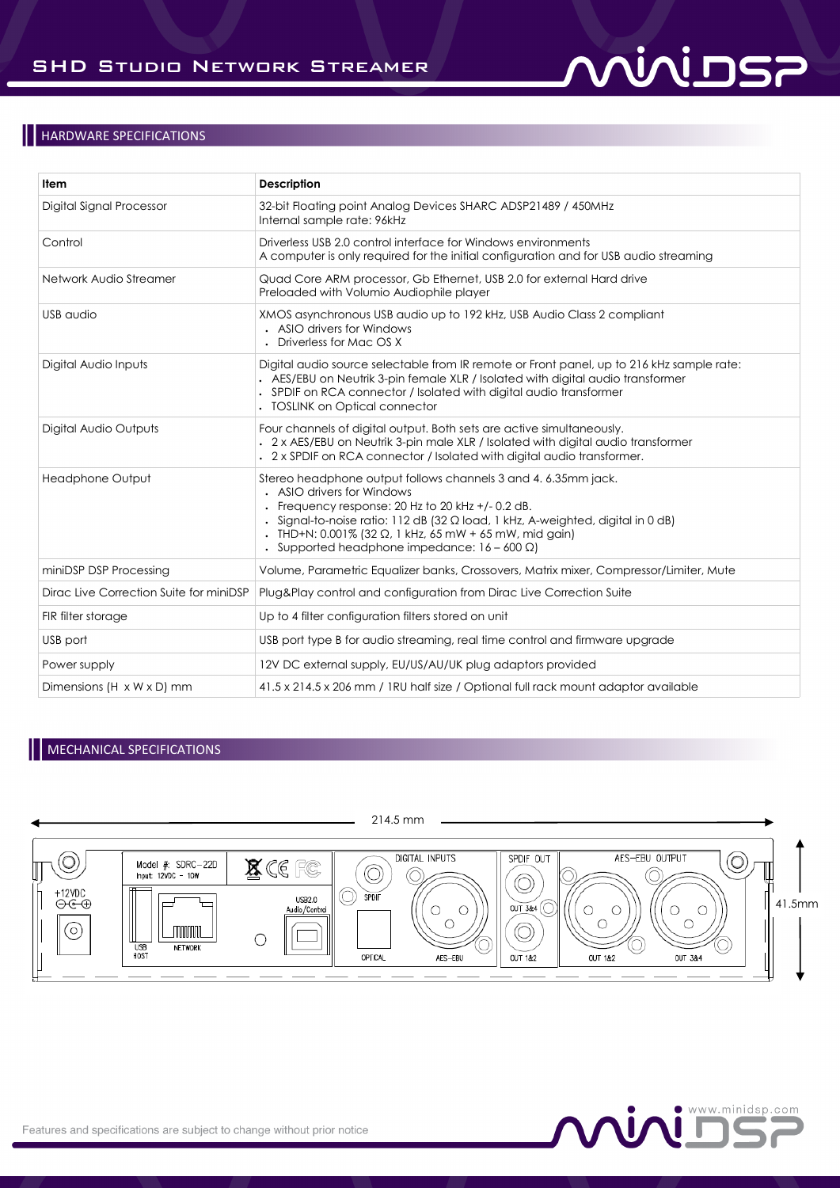## HARDWARE SPECIFICATIONS

| Item | Description |
|---|---|
| Digital Signal Processor | 32-bit Floating point Analog Devices SHARC ADSP21489 / 450MHz<br>Internal sample rate: 96kHz |
| Control | Driverless USB 2.0 control interface for Windows environments<br>A computer is only required for the initial configuration and for USB audio streaming |
| Network Audio Streamer | Quad Core ARM processor, Gb Ethernet, USB 2.0 for external Hard drive<br>Preloaded with Volumio Audiophile player |
| USB audio | XMOS asynchronous USB audio up to 192 kHz, USB Audio Class 2 compliant<br>• ASIO drivers for Windows<br>• Driverless for Mac OS X |
| Digital Audio Inputs | Digital audio source selectable from IR remote or Front panel, up to 216 kHz sample rate:<br>• AES/EBU on Neutrik 3-pin female XLR / Isolated with digital audio transformer<br>• SPDIF on RCA connector / Isolated with digital audio transformer<br>• TOSLINK on Optical connector |
| Digital Audio Outputs | Four channels of digital output. Both sets are active simultaneously.<br>• 2 x AES/EBU on Neutrik 3-pin male XLR / Isolated with digital audio transformer<br>• 2 x SPDIF on RCA connector / Isolated with digital audio transformer. |
| Headphone Output | Stereo headphone output follows channels 3 and 4. 6.35mm jack.<br>• ASIO drivers for Windows<br>• Frequency response: 20 Hz to 20 kHz +/- 0.2 dB.<br>• Signal-to-noise ratio: 112 dB (32 Ω load, 1 kHz, A-weighted, digital in 0 dB)<br>• THD+N: 0.001% (32 Ω, 1 kHz, 65 mW + 65 mW, mid gain)<br>• Supported headphone impedance: 16 – 600 Ω) |
| miniDSP DSP Processing | Volume, Parametric Equalizer banks, Crossovers, Matrix mixer, Compressor/Limiter, Mute |
| Dirac Live Correction Suite for miniDSP | Plug&Play control and configuration from Dirac Live Correction Suite |
| FIR filter storage | Up to 4 filter configuration filters stored on unit |
| USB port | USB port type B for audio streaming, real time control and firmware upgrade |
| Power supply | 12V DC external supply, EU/US/AU/UK plug adaptors provided |
| Dimensions (H x W x D) mm | 41.5 x 214.5 x 206 mm / 1RU half size / Optional full rack mount adaptor available |

## MECHANICAL SPECIFICATIONS

214.5 mm

41.5mm

+12VDC

Model #: SDRC-22D
Input: 12VDC - 10W

USB HOST

NETWORK

USB2.0 Audio/Control

DIGITAL INPUTS

SPDIF

OPTICAL

AES-EBU

SPDIF OUT

OUT 3&4

OUT 1&2

AES-EBU OUTPUT

OUT 1&2

OUT 3&4

Features and specifications are subject to change without prior notice

www.minidsp.com